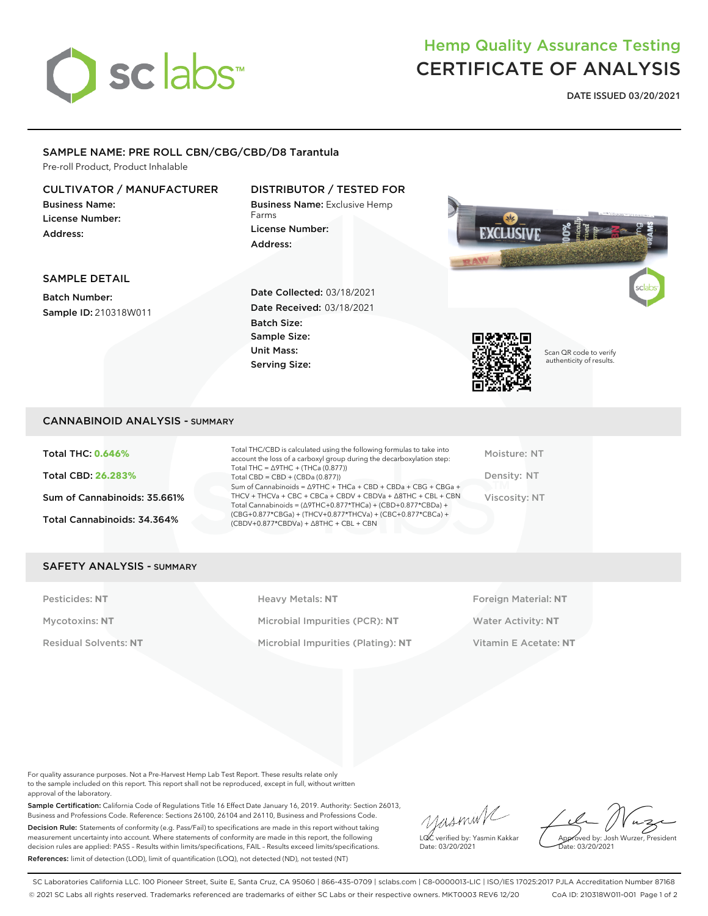# Hemp Quality Assurance Testing
# CERTIFICATE OF ANALYSIS

**DATE ISSUED 03/20/2021**

## SAMPLE NAME: PRE ROLL CBN/CBG/CBD/D8 Tarantula

Pre-roll Product, Product Inhalable

### CULTIVATOR / MANUFACTURER

**Business Name:**
**License Number:**
**Address:**

### DISTRIBUTOR / TESTED FOR

**Business Name:** Exclusive Hemp Farms
**License Number:**
**Address:**

### SAMPLE DETAIL

**Batch Number:**
**Sample ID:** 210318W011

**Date Collected:** 03/18/2021
**Date Received:** 03/18/2021
**Batch Size:**
**Sample Size:**
**Unit Mass:**
**Serving Size:**

Scan QR code to verify authenticity of results.

## CANNABINOID ANALYSIS - SUMMARY

Total THC: **0.646%**

Total CBD: **26.283%**

Sum of Cannabinoids: 35.661%

Total Cannabinoids: 34.364%

Total THC/CBD is calculated using the following formulas to take into account the loss of a carboxyl group during the decarboxylation step:
Total THC = Δ9THC + (THCa (0.877))
Total CBD = CBD + (CBDa (0.877))
Sum of Cannabinoids = Δ9THC + THCa + CBD + CBDa + CBG + CBGa + THCV + THCVa + CBC + CBCa + CBDV + CBDVa + Δ8THC + CBL + CBN
Total Cannabinoids = (Δ9THC+0.877*THCa) + (CBD+0.877*CBDa) + (CBG+0.877*CBGa) + (THCV+0.877*THCVa) + (CBC+0.877*CBCa) + (CBDV+0.877*CBDVa) + Δ8THC + CBL + CBN

Moisture: NT

Density: NT

Viscosity: NT

## SAFETY ANALYSIS - SUMMARY

| | | |
|---|---|---|
| Pesticides: **NT** | Heavy Metals: **NT** | Foreign Material: **NT** |
| Mycotoxins: **NT** | Microbial Impurities (PCR): **NT** | Water Activity: **NT** |
| Residual Solvents: **NT** | Microbial Impurities (Plating): **NT** | Vitamin E Acetate: **NT** |

For quality assurance purposes. Not a Pre-Harvest Hemp Lab Test Report. These results relate only to the sample included on this report. This report shall not be reproduced, except in full, without written approval of the laboratory.

**Sample Certification:** California Code of Regulations Title 16 Effect Date January 16, 2019. Authority: Section 26013, Business and Professions Code. Reference: Sections 26100, 26104 and 26110, Business and Professions Code.

**Decision Rule:** Statements of conformity (e.g. Pass/Fail) to specifications are made in this report without taking measurement uncertainty into account. Where statements of conformity are made in this report, the following decision rules are applied: PASS – Results within limits/specifications, FAIL – Results exceed limits/specifications.

**References:** limit of detection (LOD), limit of quantification (LOQ), not detected (ND), not tested (NT)

LQC verified by: Yasmin Kakkar
Date: 03/20/2021

Approved by: Josh Wurzer, President
Date: 03/20/2021

SC Laboratories California LLC. 100 Pioneer Street, Suite E, Santa Cruz, CA 95060 | 866-435-0709 | sclabs.com | C8-0000013-LIC | ISO/IES 17025:2017 PJLA Accreditation Number 87168
© 2021 SC Labs all rights reserved. Trademarks referenced are trademarks of either SC Labs or their respective owners. MKT0003 REV6 12/20 CoA ID: 210318W011-001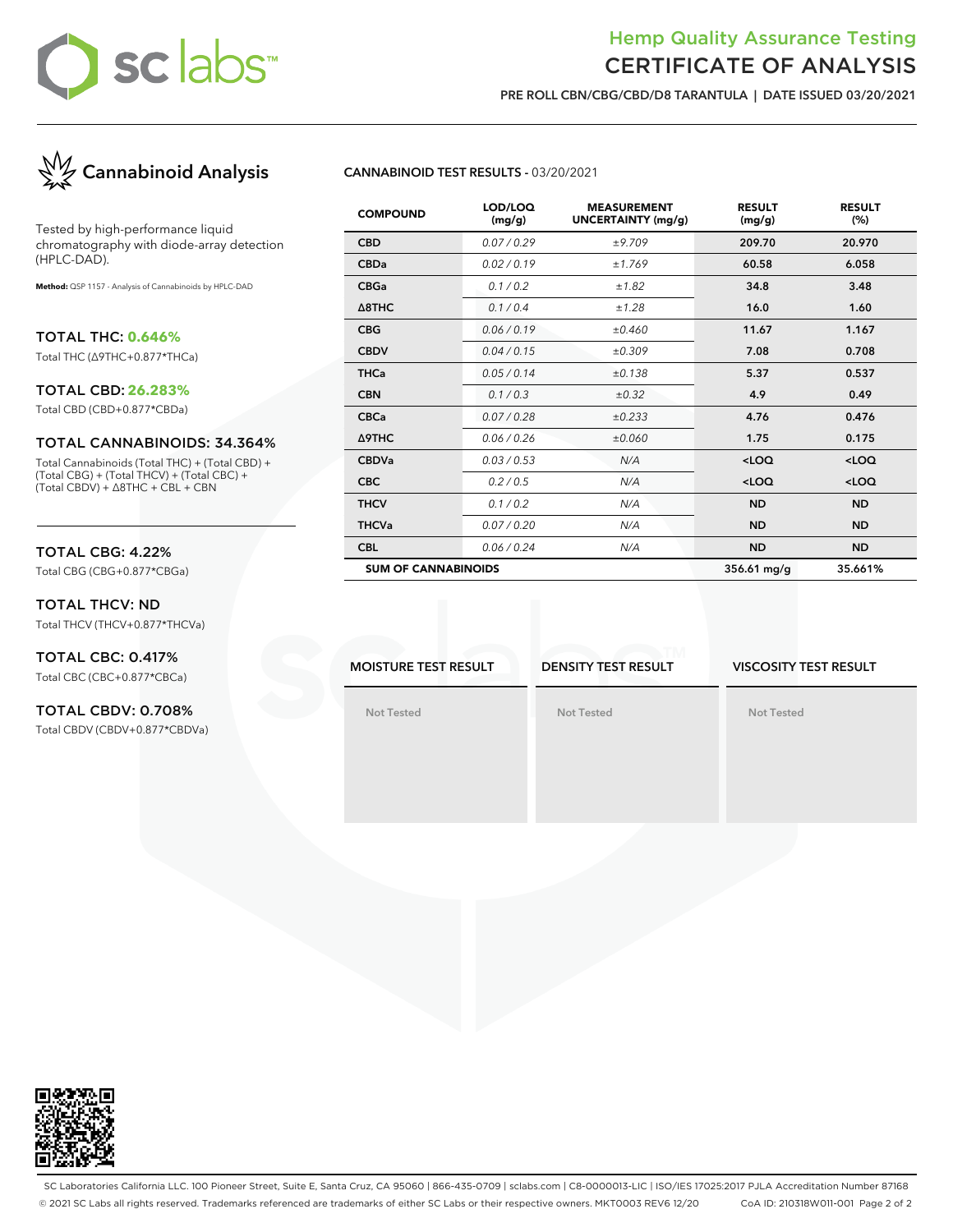# Hemp Quality Assurance Testing
# CERTIFICATE OF ANALYSIS

**PRE ROLL CBN/CBG/CBD/D8 TARANTULA | DATE ISSUED 03/20/2021**

## Cannabinoid Analysis

Tested by high-performance liquid chromatography with diode-array detection (HPLC-DAD).

**Method:** QSP 1157 - Analysis of Cannabinoids by HPLC-DAD

**TOTAL THC: 0.646%**
Total THC (Δ9THC+0.877*THCa)

**TOTAL CBD: 26.283%**
Total CBD (CBD+0.877*CBDa)

**TOTAL CANNABINOIDS: 34.364%**
Total Cannabinoids (Total THC) + (Total CBD) + (Total CBG) + (Total THCV) + (Total CBC) + (Total CBDV) + Δ8THC + CBL + CBN

**TOTAL CBG: 4.22%**
Total CBG (CBG+0.877*CBGa)

**TOTAL THCV: ND**
Total THCV (THCV+0.877*THCVa)

**TOTAL CBC: 0.417%**
Total CBC (CBC+0.877*CBCa)

**TOTAL CBDV: 0.708%**
Total CBDV (CBDV+0.877*CBDVa)

**CANNABINOID TEST RESULTS** - 03/20/2021

| COMPOUND | LOD/LOQ (mg/g) | MEASUREMENT UNCERTAINTY (mg/g) | RESULT (mg/g) | RESULT (%) |
|---|---|---|---|---|
| CBD | 0.07 / 0.29 | ±9.709 | 209.70 | 20.970 |
| CBDa | 0.02 / 0.19 | ±1.769 | 60.58 | 6.058 |
| CBGa | 0.1 / 0.2 | ±1.82 | 34.8 | 3.48 |
| Δ8THC | 0.1 / 0.4 | ±1.28 | 16.0 | 1.60 |
| CBG | 0.06 / 0.19 | ±0.460 | 11.67 | 1.167 |
| CBDV | 0.04 / 0.15 | ±0.309 | 7.08 | 0.708 |
| THCa | 0.05 / 0.14 | ±0.138 | 5.37 | 0.537 |
| CBN | 0.1 / 0.3 | ±0.32 | 4.9 | 0.49 |
| CBCa | 0.07 / 0.28 | ±0.233 | 4.76 | 0.476 |
| Δ9THC | 0.06 / 0.26 | ±0.060 | 1.75 | 0.175 |
| CBDVa | 0.03 / 0.53 | N/A | <LOQ | <LOQ |
| CBC | 0.2 / 0.5 | N/A | <LOQ | <LOQ |
| THCV | 0.1 / 0.2 | N/A | ND | ND |
| THCVa | 0.07 / 0.20 | N/A | ND | ND |
| CBL | 0.06 / 0.24 | N/A | ND | ND |
| **SUM OF CANNABINOIDS** | | | 356.61 mg/g | 35.661% |

| MOISTURE TEST RESULT | DENSITY TEST RESULT | VISCOSITY TEST RESULT |
|---|---|---|
| Not Tested | Not Tested | Not Tested |

SC Laboratories California LLC. 100 Pioneer Street, Suite E, Santa Cruz, CA 95060 | 866-435-0709 | sclabs.com | C8-0000013-LIC | ISO/IES 17025:2017 PJLA Accreditation Number 87168
© 2021 SC Labs all rights reserved. Trademarks referenced are trademarks of either SC Labs or their respective owners. MKT0003 REV6 12/20 CoA ID: 210318W011-001